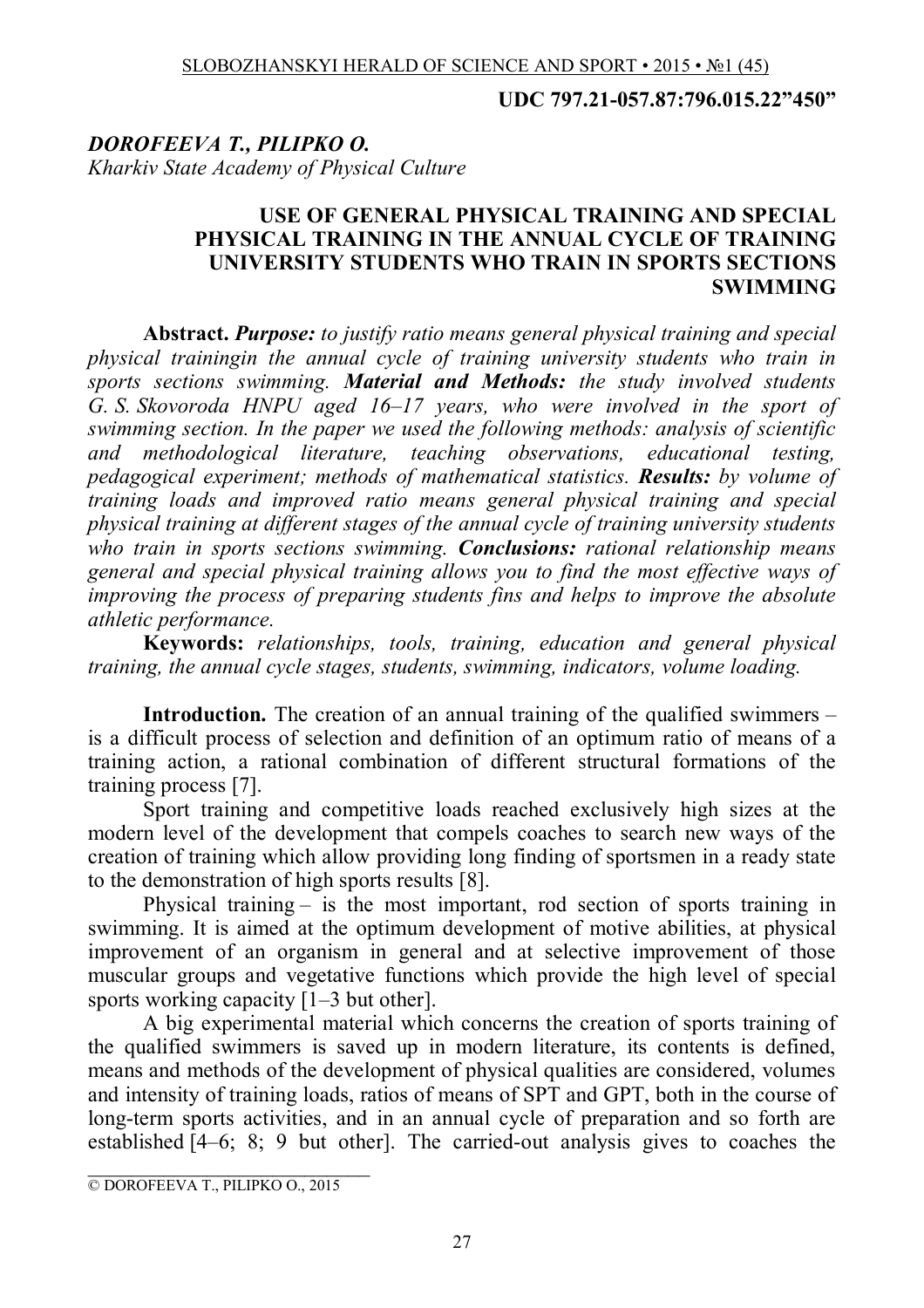**UDC 797.21-057.87:796.015.22"450"**

***DOROFEEVA T., PILIPKO O.***
*Kharkiv State Academy of Physical Culture*

# USE OF GENERAL PHYSICAL TRAINING AND SPECIAL PHYSICAL TRAINING IN THE ANNUAL CYCLE OF TRAINING UNIVERSITY STUDENTS WHO TRAIN IN SPORTS SECTIONS SWIMMING

**Abstract.** ***Purpose:*** *to justify ratio means general physical training and special physical trainingin the annual cycle of training university students who train in sports sections swimming.* ***Material and Methods:*** *the study involved students G. S. Skovoroda HNPU aged 16–17 years, who were involved in the sport of swimming section. In the paper we used the following methods: analysis of scientific and methodological literature, teaching observations, educational testing, pedagogical experiment; methods of mathematical statistics.* ***Results:*** *by volume of training loads and improved ratio means general physical training and special physical training at different stages of the annual cycle of training university students who train in sports sections swimming.* ***Conclusions:*** *rational relationship means general and special physical training allows you to find the most effective ways of improving the process of preparing students fins and helps to improve the absolute athletic performance.*

**Keywords:** *relationships, tools, training, education and general physical training, the annual cycle stages, students, swimming, indicators, volume loading.*

**Introduction.** The creation of an annual training of the qualified swimmers – is a difficult process of selection and definition of an optimum ratio of means of a training action, a rational combination of different structural formations of the training process [7].

Sport training and competitive loads reached exclusively high sizes at the modern level of the development that compels coaches to search new ways of the creation of training which allow providing long finding of sportsmen in a ready state to the demonstration of high sports results [8].

Physical training – is the most important, rod section of sports training in swimming. It is aimed at the optimum development of motive abilities, at physical improvement of an organism in general and at selective improvement of those muscular groups and vegetative functions which provide the high level of special sports working capacity [1–3 but other].

A big experimental material which concerns the creation of sports training of the qualified swimmers is saved up in modern literature, its contents is defined, means and methods of the development of physical qualities are considered, volumes and intensity of training loads, ratios of means of SPT and GPT, both in the course of long-term sports activities, and in an annual cycle of preparation and so forth are established [4–6; 8; 9 but other]. The carried-out analysis gives to coaches the

© DOROFEEVA T., PILIPKO O., 2015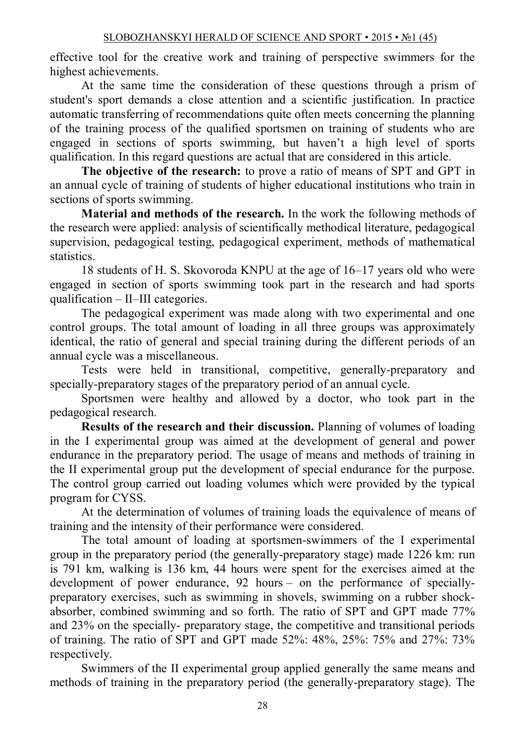effective tool for the creative work and training of perspective swimmers for the highest achievements.

At the same time the consideration of these questions through a prism of student's sport demands a close attention and a scientific justification. In practice automatic transferring of recommendations quite often meets concerning the planning of the training process of the qualified sportsmen on training of students who are engaged in sections of sports swimming, but haven't a high level of sports qualification. In this regard questions are actual that are considered in this article.

**The objective of the research:** to prove a ratio of means of SPT and GPT in an annual cycle of training of students of higher educational institutions who train in sections of sports swimming.

**Material and methods of the research.** In the work the following methods of the research were applied: analysis of scientifically methodical literature, pedagogical supervision, pedagogical testing, pedagogical experiment, methods of mathematical statistics.

18 students of H. S. Skovoroda KNPU at the age of 16–17 years old who were engaged in section of sports swimming took part in the research and had sports qualification – II–III categories.

The pedagogical experiment was made along with two experimental and one control groups. The total amount of loading in all three groups was approximately identical, the ratio of general and special training during the different periods of an annual cycle was a miscellaneous.

Tests were held in transitional, competitive, generally-preparatory and specially-preparatory stages of the preparatory period of an annual cycle.

Sportsmen were healthy and allowed by a doctor, who took part in the pedagogical research.

**Results of the research and their discussion.** Planning of volumes of loading in the I experimental group was aimed at the development of general and power endurance in the preparatory period. The usage of means and methods of training in the II experimental group put the development of special endurance for the purpose. The control group carried out loading volumes which were provided by the typical program for CYSS.

At the determination of volumes of training loads the equivalence of means of training and the intensity of their performance were considered.

The total amount of loading at sportsmen-swimmers of the I experimental group in the preparatory period (the generally-preparatory stage) made 1226 km: run is 791 km, walking is 136 km, 44 hours were spent for the exercises aimed at the development of power endurance, 92 hours – on the performance of specially-preparatory exercises, such as swimming in shovels, swimming on a rubber shock-absorber, combined swimming and so forth. The ratio of SPT and GPT made 77% and 23% on the specially- preparatory stage, the competitive and transitional periods of training. The ratio of SPT and GPT made 52%: 48%, 25%: 75% and 27%: 73% respectively.

Swimmers of the II experimental group applied generally the same means and methods of training in the preparatory period (the generally-preparatory stage). The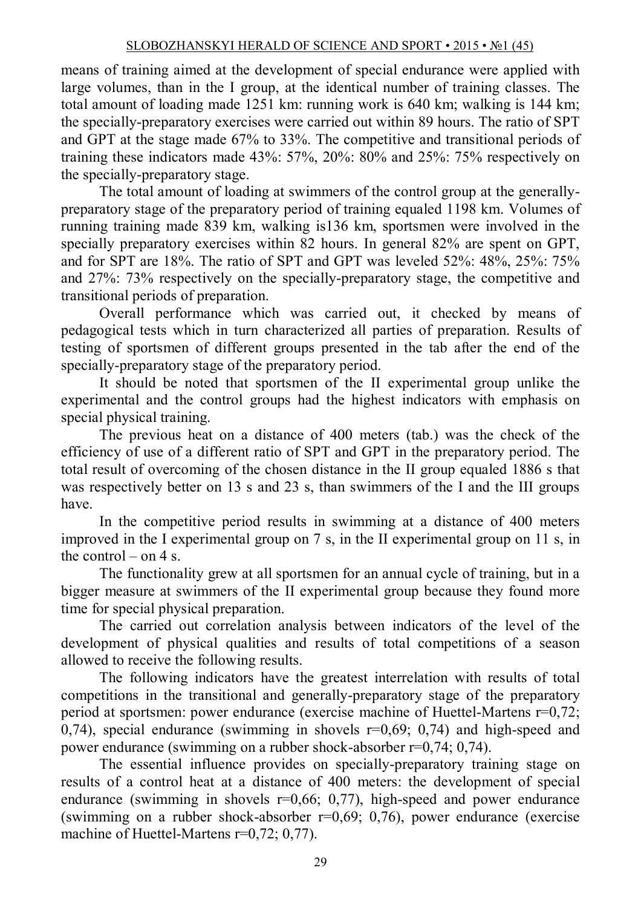means of training aimed at the development of special endurance were applied with large volumes, than in the I group, at the identical number of training classes. The total amount of loading made 1251 km: running work is 640 km; walking is 144 km; the specially-preparatory exercises were carried out within 89 hours. The ratio of SPT and GPT at the stage made 67% to 33%. The competitive and transitional periods of training these indicators made 43%: 57%, 20%: 80% and 25%: 75% respectively on the specially-preparatory stage.

The total amount of loading at swimmers of the control group at the generally-preparatory stage of the preparatory period of training equaled 1198 km. Volumes of running training made 839 km, walking is136 km, sportsmen were involved in the specially preparatory exercises within 82 hours. In general 82% are spent on GPT, and for SPT are 18%. The ratio of SPT and GPT was leveled 52%: 48%, 25%: 75% and 27%: 73% respectively on the specially-preparatory stage, the competitive and transitional periods of preparation.

Overall performance which was carried out, it checked by means of pedagogical tests which in turn characterized all parties of preparation. Results of testing of sportsmen of different groups presented in the tab after the end of the specially-preparatory stage of the preparatory period.

It should be noted that sportsmen of the II experimental group unlike the experimental and the control groups had the highest indicators with emphasis on special physical training.

The previous heat on a distance of 400 meters (tab.) was the check of the efficiency of use of a different ratio of SPT and GPT in the preparatory period. The total result of overcoming of the chosen distance in the II group equaled 1886 s that was respectively better on 13 s and 23 s, than swimmers of the I and the III groups have.

In the competitive period results in swimming at a distance of 400 meters improved in the I experimental group on 7 s, in the II experimental group on 11 s, in the control – on 4 s.

The functionality grew at all sportsmen for an annual cycle of training, but in a bigger measure at swimmers of the II experimental group because they found more time for special physical preparation.

The carried out correlation analysis between indicators of the level of the development of physical qualities and results of total competitions of a season allowed to receive the following results.

The following indicators have the greatest interrelation with results of total competitions in the transitional and generally-preparatory stage of the preparatory period at sportsmen: power endurance (exercise machine of Huettel-Martens r=0,72; 0,74), special endurance (swimming in shovels r=0,69; 0,74) and high-speed and power endurance (swimming on a rubber shock-absorber r=0,74; 0,74).

The essential influence provides on specially-preparatory training stage on results of a control heat at a distance of 400 meters: the development of special endurance (swimming in shovels r=0,66; 0,77), high-speed and power endurance (swimming on a rubber shock-absorber r=0,69; 0,76), power endurance (exercise machine of Huettel-Martens r=0,72; 0,77).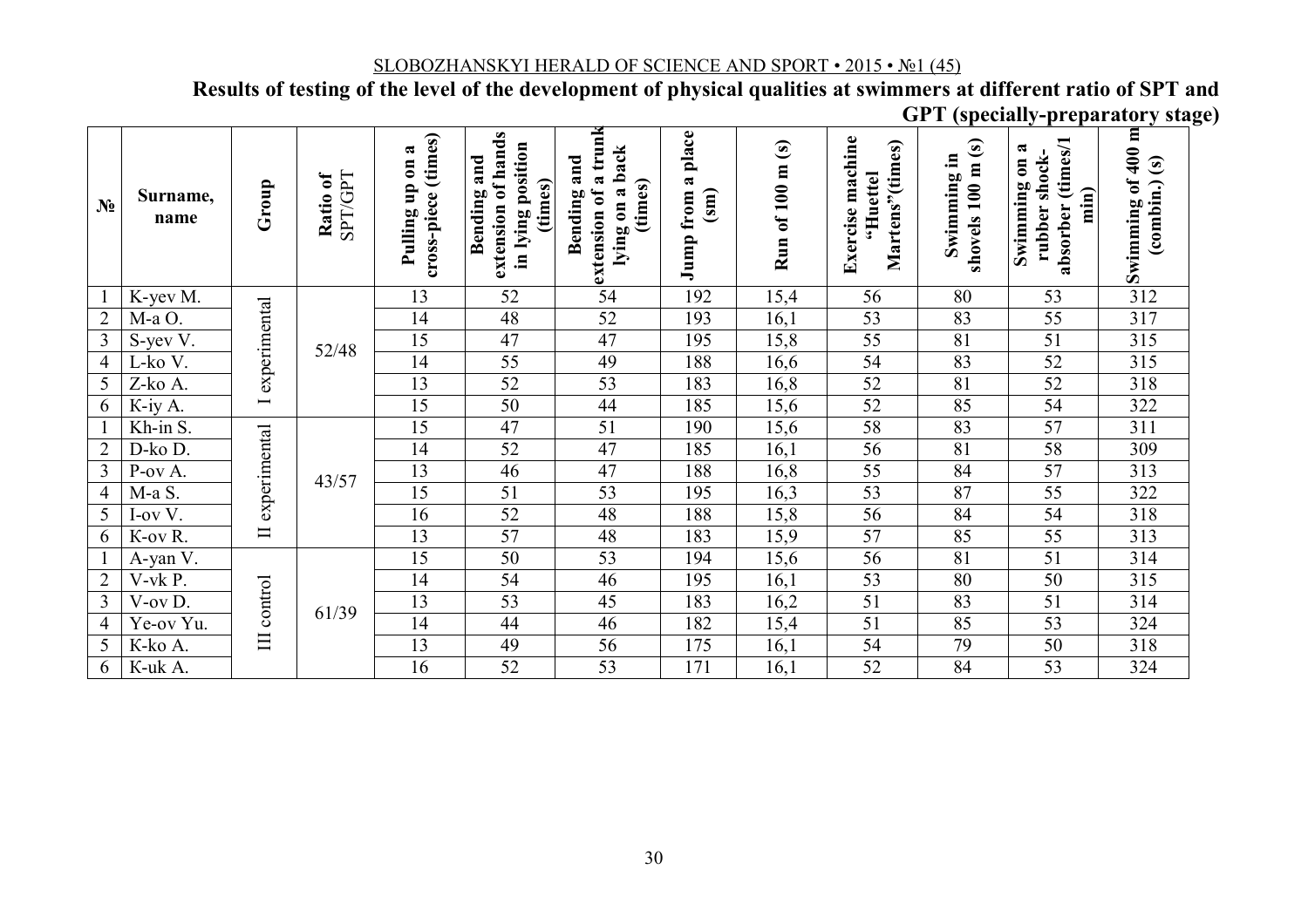**Results of testing of the level of the development of physical qualities at swimmers at different ratio of SPT and GPT (specially-preparatory stage)**

| № | Surname, name | Group | Ratio of SPT/GPT | Pulling up on a cross-piece (times) | Bending and extension of hands in lying position (times) | Bending and extension of a trunk lying on a back (times) | Jump from a place (sm) | Run of 100 m (s) | Exercise machine "Huettel Martens"(times) | Swimming in shovels 100 m (s) | Swimming on a rubber shock-absorber (times/1 min) | Swimming of 400 m (combin.) (s) |
|---|---|---|---|---|---|---|---|---|---|---|---|---|
| 1 | K-yev M. | I experimental | 52/48 | 13 | 52 | 54 | 192 | 15,4 | 56 | 80 | 53 | 312 |
| 2 | M-a O. | | | 14 | 48 | 52 | 193 | 16,1 | 53 | 83 | 55 | 317 |
| 3 | S-yev V. | | | 15 | 47 | 47 | 195 | 15,8 | 55 | 81 | 51 | 315 |
| 4 | L-ko V. | | | 14 | 55 | 49 | 188 | 16,6 | 54 | 83 | 52 | 315 |
| 5 | Z-ko A. | | | 13 | 52 | 53 | 183 | 16,8 | 52 | 81 | 52 | 318 |
| 6 | K-iy A. | | | 15 | 50 | 44 | 185 | 15,6 | 52 | 85 | 54 | 322 |
| 1 | Kh-in S. | II experimental | 43/57 | 15 | 47 | 51 | 190 | 15,6 | 58 | 83 | 57 | 311 |
| 2 | D-ko D. | | | 14 | 52 | 47 | 185 | 16,1 | 56 | 81 | 58 | 309 |
| 3 | P-ov A. | | | 13 | 46 | 47 | 188 | 16,8 | 55 | 84 | 57 | 313 |
| 4 | M-a S. | | | 15 | 51 | 53 | 195 | 16,3 | 53 | 87 | 55 | 322 |
| 5 | I-ov V. | | | 16 | 52 | 48 | 188 | 15,8 | 56 | 84 | 54 | 318 |
| 6 | K-ov R. | | | 13 | 57 | 48 | 183 | 15,9 | 57 | 85 | 55 | 313 |
| 1 | A-yan V. | III control | 61/39 | 15 | 50 | 53 | 194 | 15,6 | 56 | 81 | 51 | 314 |
| 2 | V-vk P. | | | 14 | 54 | 46 | 195 | 16,1 | 53 | 80 | 50 | 315 |
| 3 | V-ov D. | | | 13 | 53 | 45 | 183 | 16,2 | 51 | 83 | 51 | 314 |
| 4 | Ye-ov Yu. | | | 14 | 44 | 46 | 182 | 15,4 | 51 | 85 | 53 | 324 |
| 5 | K-ko A. | | | 13 | 49 | 56 | 175 | 16,1 | 54 | 79 | 50 | 318 |
| 6 | K-uk A. | | | 16 | 52 | 53 | 171 | 16,1 | 52 | 84 | 53 | 324 |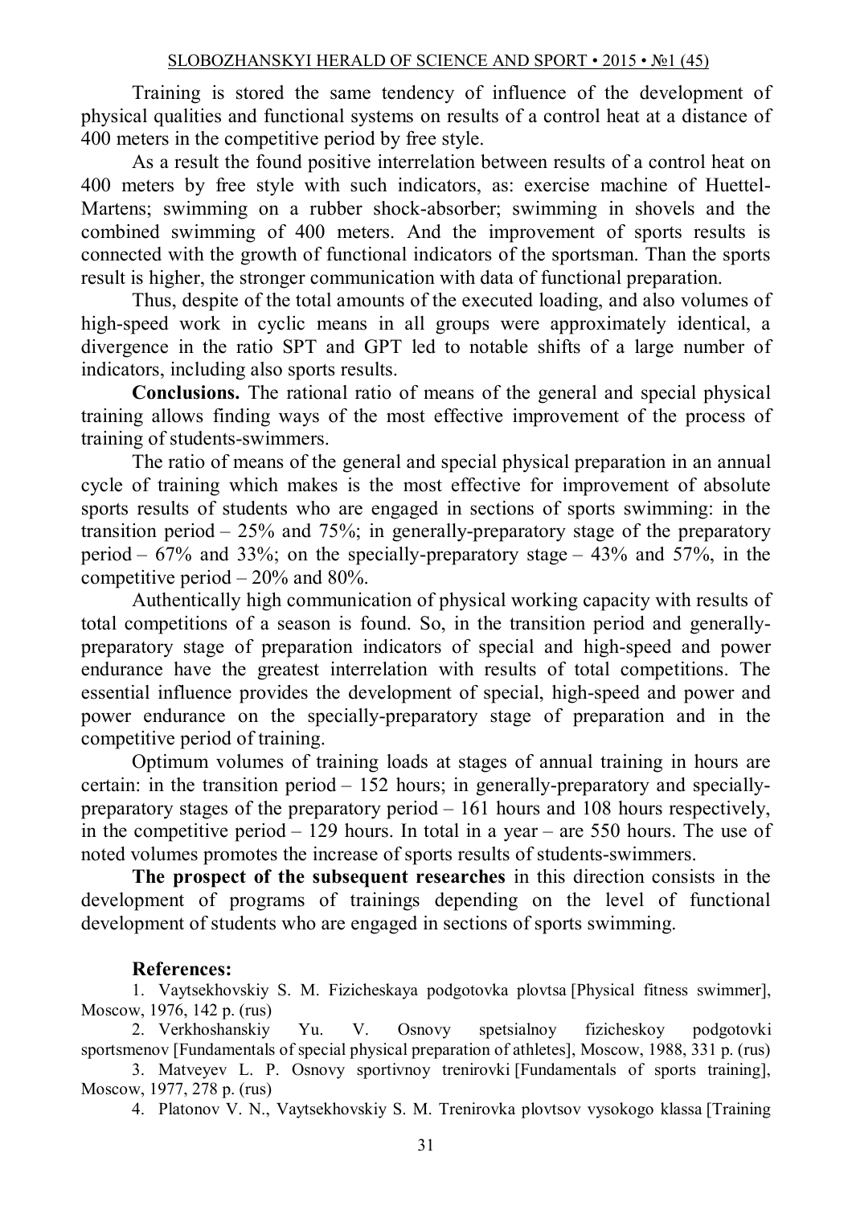Training is stored the same tendency of influence of the development of physical qualities and functional systems on results of a control heat at a distance of 400 meters in the competitive period by free style.

As a result the found positive interrelation between results of a control heat on 400 meters by free style with such indicators, as: exercise machine of Huettel-Martens; swimming on a rubber shock-absorber; swimming in shovels and the combined swimming of 400 meters. And the improvement of sports results is connected with the growth of functional indicators of the sportsman. Than the sports result is higher, the stronger communication with data of functional preparation.

Thus, despite of the total amounts of the executed loading, and also volumes of high-speed work in cyclic means in all groups were approximately identical, a divergence in the ratio SPT and GPT led to notable shifts of a large number of indicators, including also sports results.

**Conclusions.** The rational ratio of means of the general and special physical training allows finding ways of the most effective improvement of the process of training of students-swimmers.

The ratio of means of the general and special physical preparation in an annual cycle of training which makes is the most effective for improvement of absolute sports results of students who are engaged in sections of sports swimming: in the transition period – 25% and 75%; in generally-preparatory stage of the preparatory period – 67% and 33%; on the specially-preparatory stage – 43% and 57%, in the competitive period – 20% and 80%.

Authentically high communication of physical working capacity with results of total competitions of a season is found. So, in the transition period and generally-preparatory stage of preparation indicators of special and high-speed and power endurance have the greatest interrelation with results of total competitions. The essential influence provides the development of special, high-speed and power and power endurance on the specially-preparatory stage of preparation and in the competitive period of training.

Optimum volumes of training loads at stages of annual training in hours are certain: in the transition period – 152 hours; in generally-preparatory and specially-preparatory stages of the preparatory period – 161 hours and 108 hours respectively, in the competitive period – 129 hours. In total in a year – are 550 hours. The use of noted volumes promotes the increase of sports results of students-swimmers.

**The prospect of the subsequent researches** in this direction consists in the development of programs of trainings depending on the level of functional development of students who are engaged in sections of sports swimming.

**References:**

1. Vaytsekhovskiy S. M. Fizicheskaya podgotovka plovtsa [Physical fitness swimmer], Moscow, 1976, 142 p. (rus)
2. Verkhoshanskiy Yu. V. Osnovy spetsialnoy fizicheskoy podgotovki sportsmenov [Fundamentals of special physical preparation of athletes], Moscow, 1988, 331 p. (rus)
3. Matveyev L. P. Osnovy sportivnoy trenirovki [Fundamentals of sports training], Moscow, 1977, 278 p. (rus)
4. Platonov V. N., Vaytsekhovskiy S. M. Trenirovka plovtsov vysokogo klassa [Training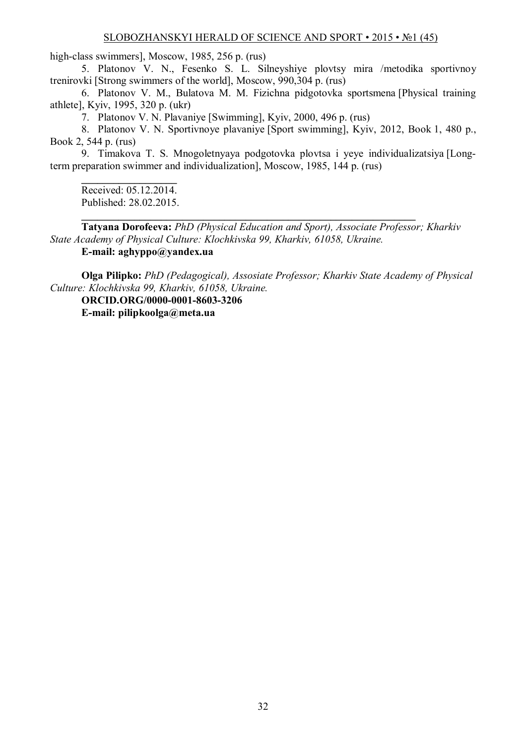high-class swimmers], Moscow, 1985, 256 p. (rus)

5. Platonov V. N., Fesenko S. L. Silneyshiye plovtsy mira /metodika sportivnoy trenirovki [Strong swimmers of the world], Moscow, 990,304 p. (rus)

6. Platonov V. M., Bulatova M. M. Fizichna pidgotovka sportsmena [Physical training athlete], Kyiv, 1995, 320 p. (ukr)

7. Platonov V. N. Plavaniye [Swimming], Kyiv, 2000, 496 p. (rus)

8. Platonov V. N. Sportivnoye plavaniye [Sport swimming], Kyiv, 2012, Book 1, 480 p., Book 2, 544 p. (rus)

9. Timakova T. S. Mnogoletnyaya podgotovka plovtsa i yeye individualizatsiya [Long-term preparation swimmer and individualization], Moscow, 1985, 144 p. (rus)

Received: 05.12.2014.
Published: 28.02.2015.

---

**Tatyana Dorofeeva:** *PhD (Physical Education and Sport), Associate Professor; Kharkiv State Academy of Physical Culture: Klochkivska 99, Kharkiv, 61058, Ukraine.*
**E-mail: aghyppo@yandex.ua**

**Olga Pilipko:** *PhD (Pedagogical), Assosiate Professor; Kharkiv State Academy of Physical Culture: Klochkivska 99, Kharkiv, 61058, Ukraine.*
**ORCID.ORG/0000-0001-8603-3206**
**E-mail: pilipkoolga@meta.ua**